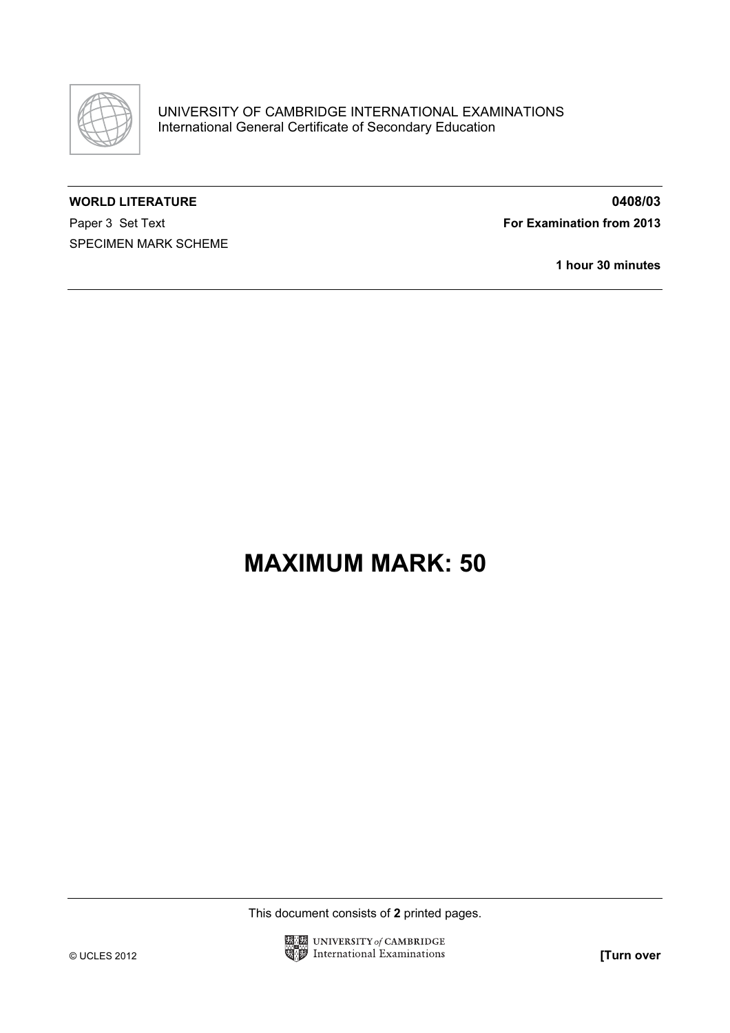UNIVERSITY OF CAMBRIDGE INTERNATIONAL EXAMINATIONS
International General Certificate of Secondary Education

**WORLD LITERATURE** **0408/03**

Paper 3 Set Text **For Examination from 2013**

SPECIMEN MARK SCHEME

**1 hour 30 minutes**

# MAXIMUM MARK: 50

This document consists of **2** printed pages.

© UCLES 2012

**[Turn over**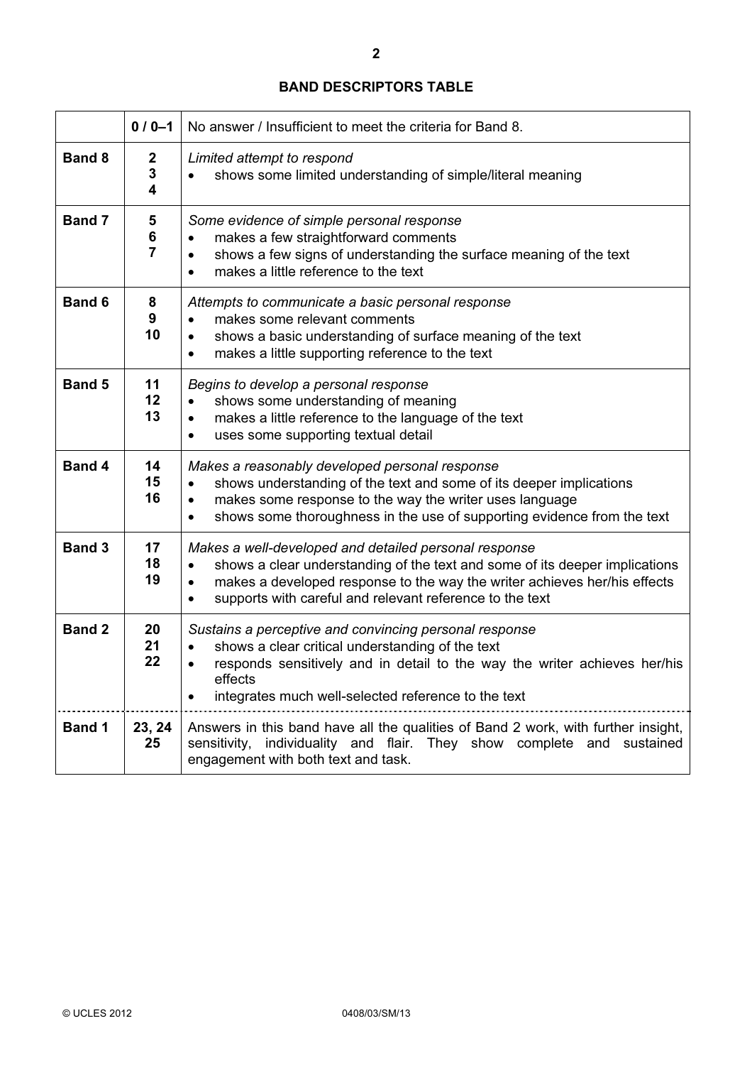## BAND DESCRIPTORS TABLE

| | | |
|---|---|---|
| | **0 / 0–1** | No answer / Insufficient to meet the criteria for Band 8. |
| **Band 8** | **2**<br>**3**<br>**4** | *Limited attempt to respond*<br>• shows some limited understanding of simple/literal meaning |
| **Band 7** | **5**<br>**6**<br>**7** | *Some evidence of simple personal response*<br>• makes a few straightforward comments<br>• shows a few signs of understanding the surface meaning of the text<br>• makes a little reference to the text |
| **Band 6** | **8**<br>**9**<br>**10** | *Attempts to communicate a basic personal response*<br>• makes some relevant comments<br>• shows a basic understanding of surface meaning of the text<br>• makes a little supporting reference to the text |
| **Band 5** | **11**<br>**12**<br>**13** | *Begins to develop a personal response*<br>• shows some understanding of meaning<br>• makes a little reference to the language of the text<br>• uses some supporting textual detail |
| **Band 4** | **14**<br>**15**<br>**16** | *Makes a reasonably developed personal response*<br>• shows understanding of the text and some of its deeper implications<br>• makes some response to the way the writer uses language<br>• shows some thoroughness in the use of supporting evidence from the text |
| **Band 3** | **17**<br>**18**<br>**19** | *Makes a well-developed and detailed personal response*<br>• shows a clear understanding of the text and some of its deeper implications<br>• makes a developed response to the way the writer achieves her/his effects<br>• supports with careful and relevant reference to the text |
| **Band 2** | **20**<br>**21**<br>**22** | *Sustains a perceptive and convincing personal response*<br>• shows a clear critical understanding of the text<br>• responds sensitively and in detail to the way the writer achieves her/his effects<br>• integrates much well-selected reference to the text |
| **Band 1** | **23, 24**<br>**25** | Answers in this band have all the qualities of Band 2 work, with further insight, sensitivity, individuality and flair. They show complete and sustained engagement with both text and task. |

© UCLES 2012 0408/03/SM/13